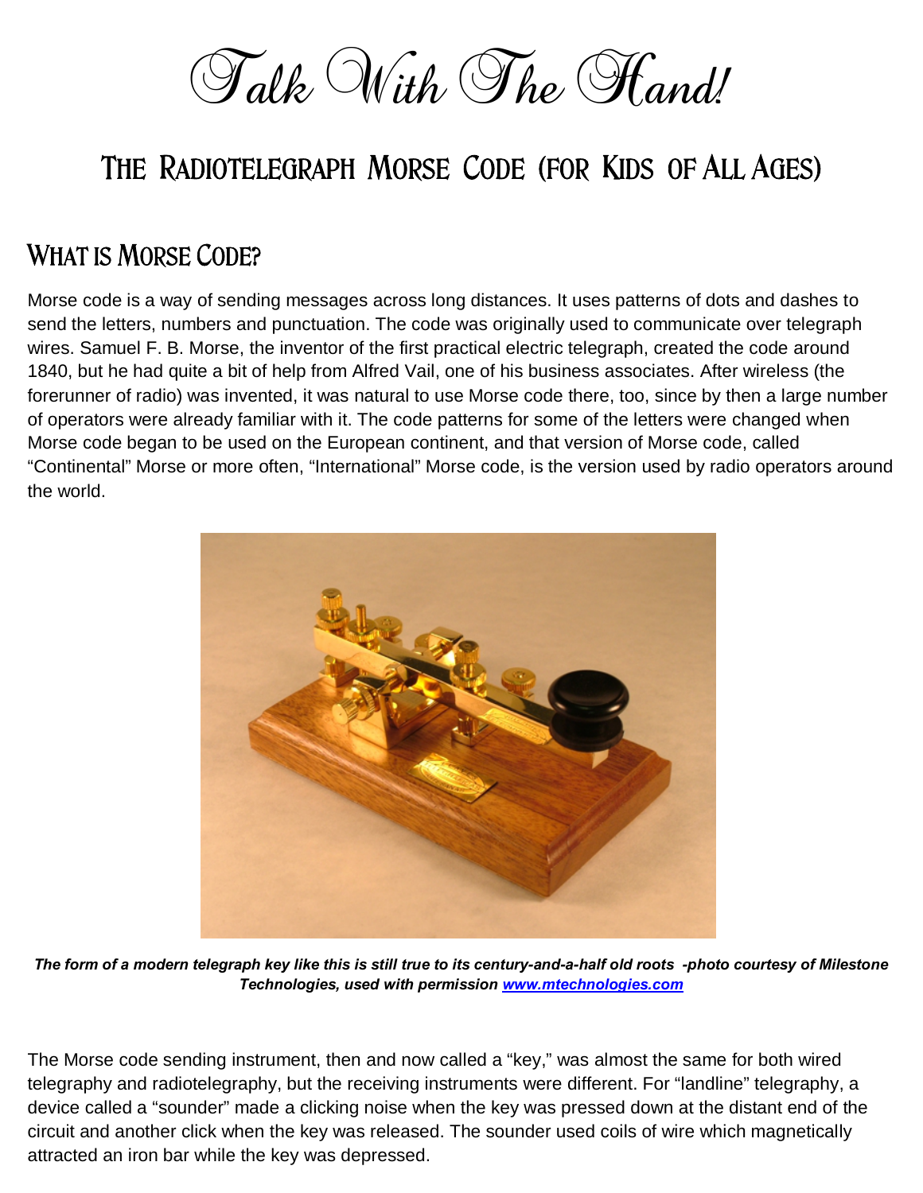# Talk With The Hand!

## The Radiotelegraph Morse Code (for Kids of All Ages)

### What is Morse Code?

Morse code is a way of sending messages across long distances. It uses patterns of dots and dashes to send the letters, numbers and punctuation. The code was originally used to communicate over telegraph wires. Samuel F. B. Morse, the inventor of the first practical electric telegraph, created the code around 1840, but he had quite a bit of help from Alfred Vail, one of his business associates. After wireless (the forerunner of radio) was invented, it was natural to use Morse code there, too, since by then a large number of operators were already familiar with it. The code patterns for some of the letters were changed when Morse code began to be used on the European continent, and that version of Morse code, called "Continental" Morse or more often, "International" Morse code, is the version used by radio operators around the world.

***The form of a modern telegraph key like this is still true to its century-and-a-half old roots -photo courtesy of Milestone Technologies, used with permission [www.mtechnologies.com](http://www.mtechnologies.com)***

The Morse code sending instrument, then and now called a "key," was almost the same for both wired telegraphy and radiotelegraphy, but the receiving instruments were different. For "landline" telegraphy, a device called a "sounder" made a clicking noise when the key was pressed down at the distant end of the circuit and another click when the key was released. The sounder used coils of wire which magnetically attracted an iron bar while the key was depressed.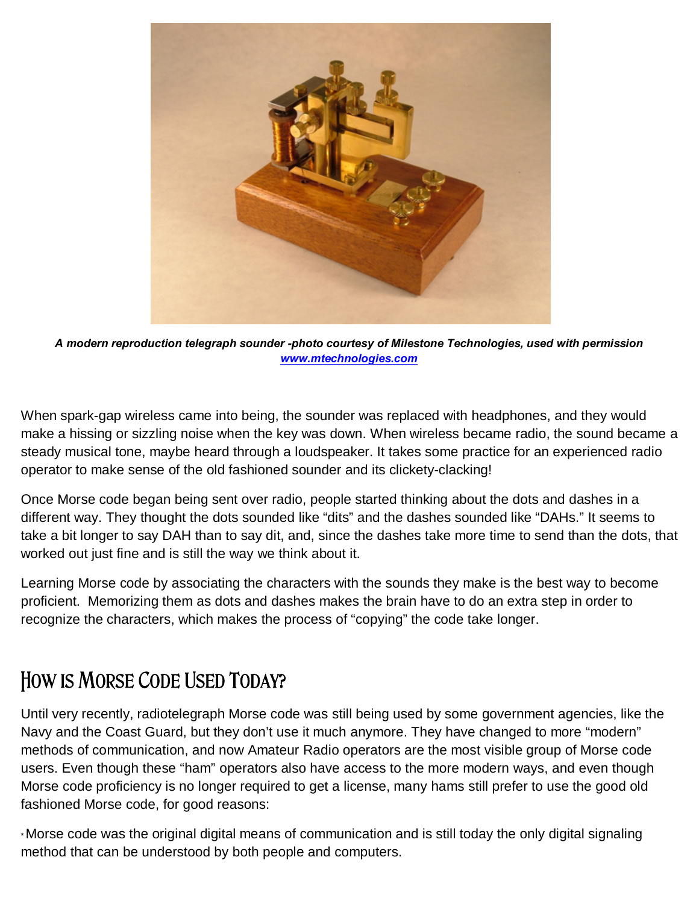*A modern reproduction telegraph sounder -photo courtesy of Milestone Technologies, used with permission*
***[www.mtechnologies.com](http://www.mtechnologies.com)***

When spark-gap wireless came into being, the sounder was replaced with headphones, and they would make a hissing or sizzling noise when the key was down. When wireless became radio, the sound became a steady musical tone, maybe heard through a loudspeaker. It takes some practice for an experienced radio operator to make sense of the old fashioned sounder and its clickety-clacking!

Once Morse code began being sent over radio, people started thinking about the dots and dashes in a different way. They thought the dots sounded like "dits" and the dashes sounded like "DAHs." It seems to take a bit longer to say DAH than to say dit, and, since the dashes take more time to send than the dots, that worked out just fine and is still the way we think about it.

Learning Morse code by associating the characters with the sounds they make is the best way to become proficient. Memorizing them as dots and dashes makes the brain have to do an extra step in order to recognize the characters, which makes the process of "copying" the code take longer.

## How is Morse Code Used Today?

Until very recently, radiotelegraph Morse code was still being used by some government agencies, like the Navy and the Coast Guard, but they don't use it much anymore. They have changed to more "modern" methods of communication, and now Amateur Radio operators are the most visible group of Morse code users. Even though these "ham" operators also have access to the more modern ways, and even though Morse code proficiency is no longer required to get a license, many hams still prefer to use the good old fashioned Morse code, for good reasons:

- Morse code was the original digital means of communication and is still today the only digital signaling method that can be understood by both people and computers.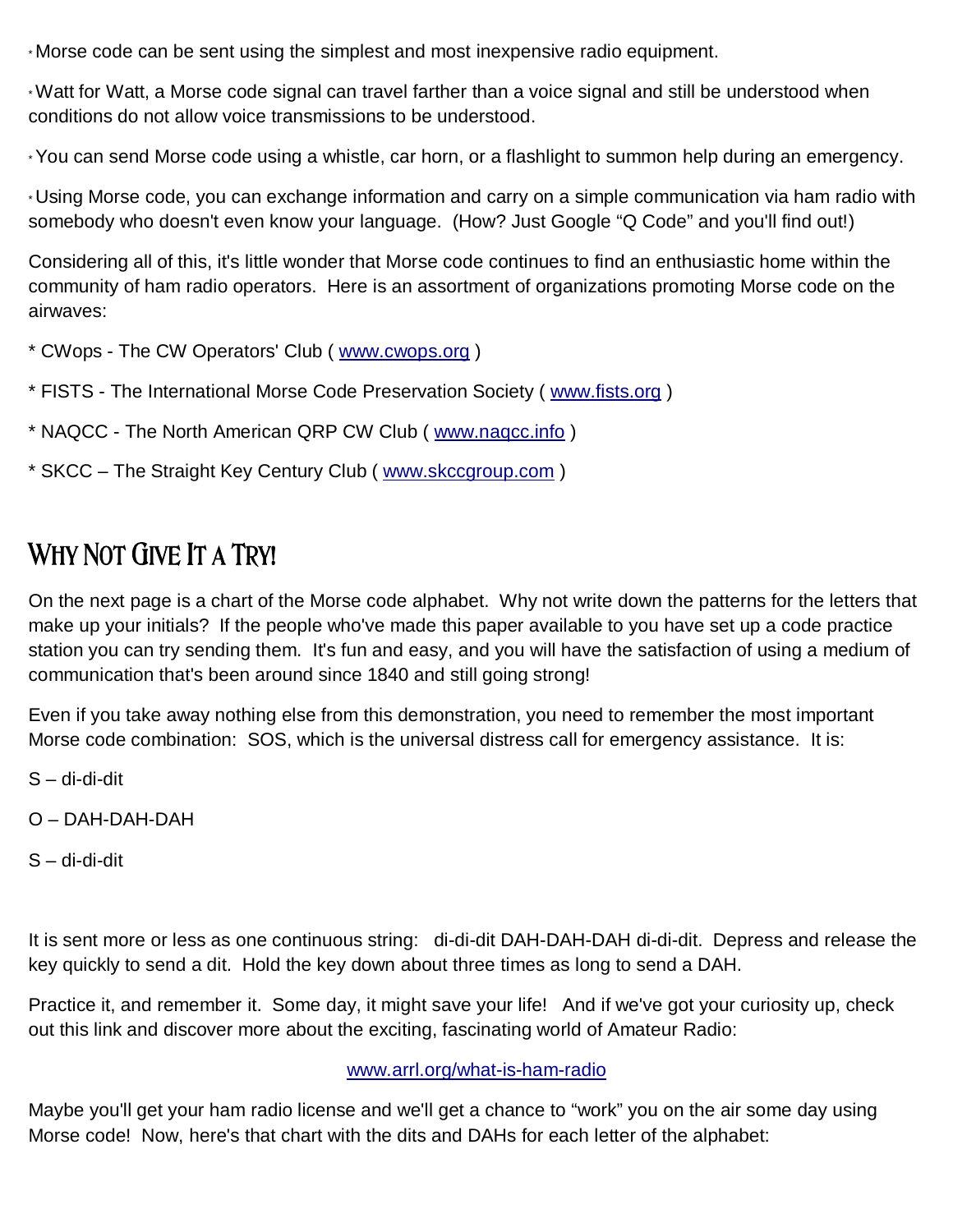* Morse code can be sent using the simplest and most inexpensive radio equipment.

* Watt for Watt, a Morse code signal can travel farther than a voice signal and still be understood when conditions do not allow voice transmissions to be understood.

* You can send Morse code using a whistle, car horn, or a flashlight to summon help during an emergency.

* Using Morse code, you can exchange information and carry on a simple communication via ham radio with somebody who doesn't even know your language. (How? Just Google "Q Code" and you'll find out!)

Considering all of this, it's little wonder that Morse code continues to find an enthusiastic home within the community of ham radio operators. Here is an assortment of organizations promoting Morse code on the airwaves:

* CWops - The CW Operators' Club ( www.cwops.org )

* FISTS - The International Morse Code Preservation Society ( www.fists.org )

* NAQCC - The North American QRP CW Club ( www.naqcc.info )

* SKCC – The Straight Key Century Club ( www.skccgroup.com )

## Why Not Give It a Try!

On the next page is a chart of the Morse code alphabet. Why not write down the patterns for the letters that make up your initials? If the people who've made this paper available to you have set up a code practice station you can try sending them. It's fun and easy, and you will have the satisfaction of using a medium of communication that's been around since 1840 and still going strong!

Even if you take away nothing else from this demonstration, you need to remember the most important Morse code combination: SOS, which is the universal distress call for emergency assistance. It is:

S – di-di-dit

O – DAH-DAH-DAH

S – di-di-dit

It is sent more or less as one continuous string: di-di-dit DAH-DAH-DAH di-di-dit. Depress and release the key quickly to send a dit. Hold the key down about three times as long to send a DAH.

Practice it, and remember it. Some day, it might save your life! And if we've got your curiosity up, check out this link and discover more about the exciting, fascinating world of Amateur Radio:

www.arrl.org/what-is-ham-radio

Maybe you'll get your ham radio license and we'll get a chance to "work" you on the air some day using Morse code! Now, here's that chart with the dits and DAHs for each letter of the alphabet: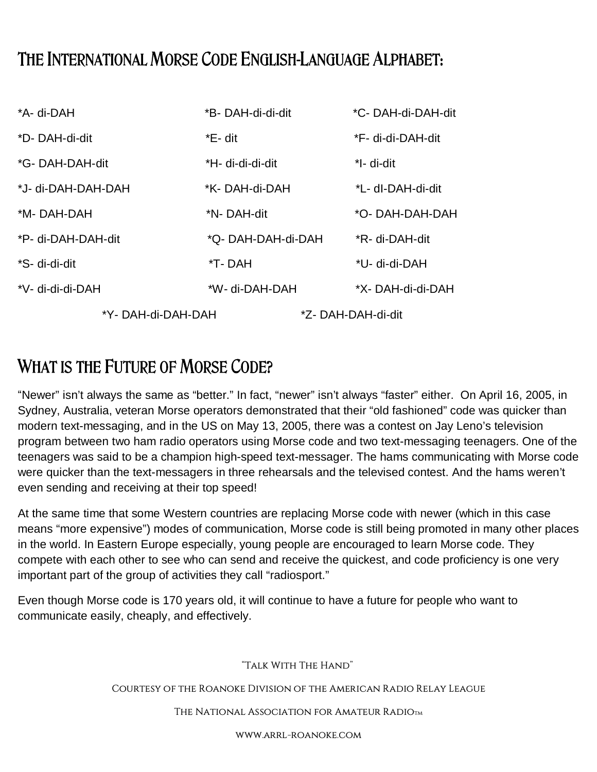## The International Morse Code English-Language Alphabet:

*A- di-DAH

*B- DAH-di-di-dit

*C- DAH-di-DAH-dit

*D- DAH-di-dit

*E- dit

*F- di-di-DAH-dit

*G- DAH-DAH-dit

*H- di-di-di-dit

*I- di-dit

*J- di-DAH-DAH-DAH

*K- DAH-di-DAH

*L- dI-DAH-di-dit

*M- DAH-DAH

*N- DAH-dit

*O- DAH-DAH-DAH

*P- di-DAH-DAH-dit

*Q- DAH-DAH-di-DAH

*R- di-DAH-dit

*S- di-di-dit

*T- DAH

*U- di-di-DAH

*V- di-di-di-DAH

*W- di-DAH-DAH

*X- DAH-di-di-DAH

*Y- DAH-di-DAH-DAH

*Z- DAH-DAH-di-dit

## What is the Future of Morse Code?

“Newer” isn’t always the same as “better.” In fact, “newer” isn’t always “faster” either. On April 16, 2005, in Sydney, Australia, veteran Morse operators demonstrated that their “old fashioned” code was quicker than modern text-messaging, and in the US on May 13, 2005, there was a contest on Jay Leno’s television program between two ham radio operators using Morse code and two text-messaging teenagers. One of the teenagers was said to be a champion high-speed text-messager. The hams communicating with Morse code were quicker than the text-messagers in three rehearsals and the televised contest. And the hams weren’t even sending and receiving at their top speed!

At the same time that some Western countries are replacing Morse code with newer (which in this case means “more expensive”) modes of communication, Morse code is still being promoted in many other places in the world. In Eastern Europe especially, young people are encouraged to learn Morse code. They compete with each other to see who can send and receive the quickest, and code proficiency is one very important part of the group of activities they call “radiosport.”

Even though Morse code is 170 years old, it will continue to have a future for people who want to communicate easily, cheaply, and effectively.

“Talk With The Hand”

Courtesy of the Roanoke Division of the American Radio Relay League

The National Association for Amateur Radio™

www.arrl-roanoke.com